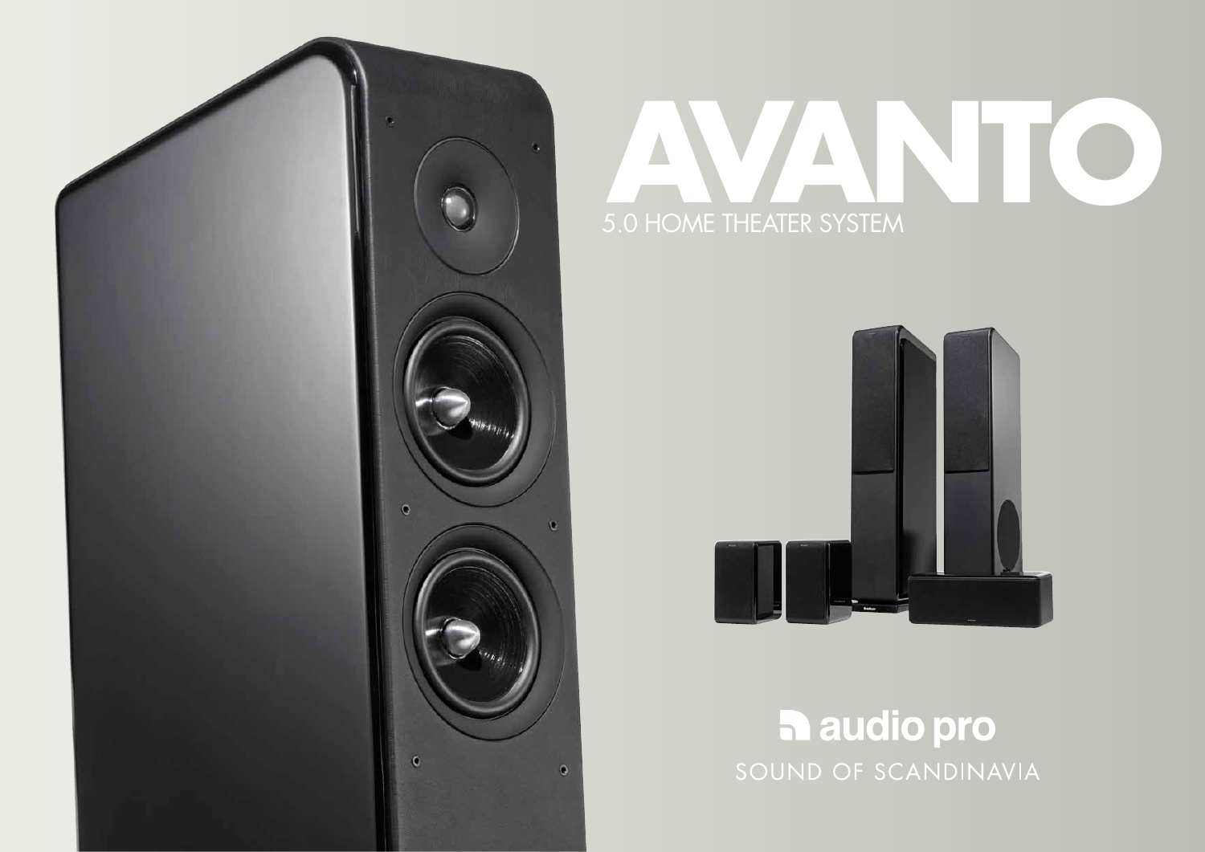# AVANTO

5.0 HOME THEATER SYSTEM

audio pro

SOUND OF SCANDINAVIA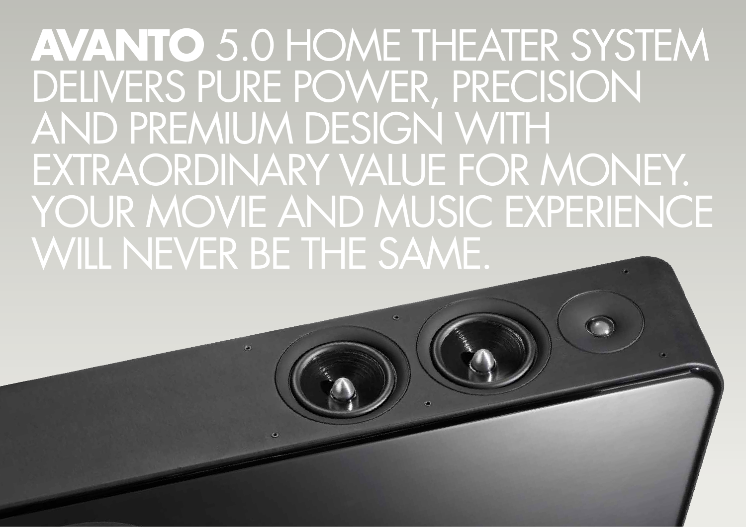**AVANTO** 5.0 HOME THEATER SYSTEM DELIVERS PURE POWER, PRECISION AND PREMIUM DESIGN WITH EXTRAORDINARY VALUE FOR MONEY. YOUR MOVIE AND MUSIC EXPERIENCE WILL NEVER BE THE SAME.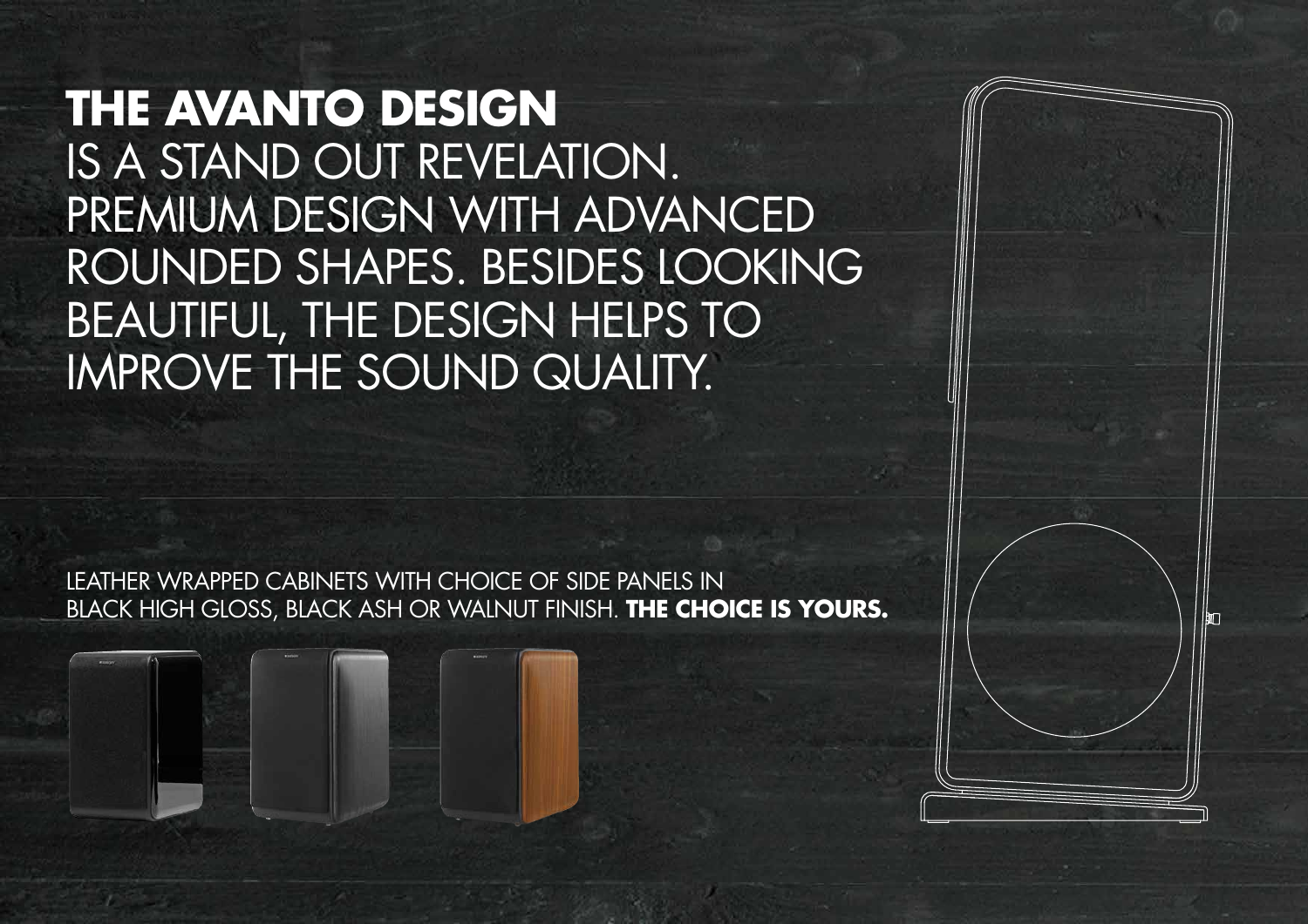# THE AVANTO DESIGN

IS A STAND OUT REVELATION. PREMIUM DESIGN WITH ADVANCED ROUNDED SHAPES. BESIDES LOOKING BEAUTIFUL, THE DESIGN HELPS TO IMPROVE THE SOUND QUALITY.

LEATHER WRAPPED CABINETS WITH CHOICE OF SIDE PANELS IN BLACK HIGH GLOSS, BLACK ASH OR WALNUT FINISH. **THE CHOICE IS YOURS.**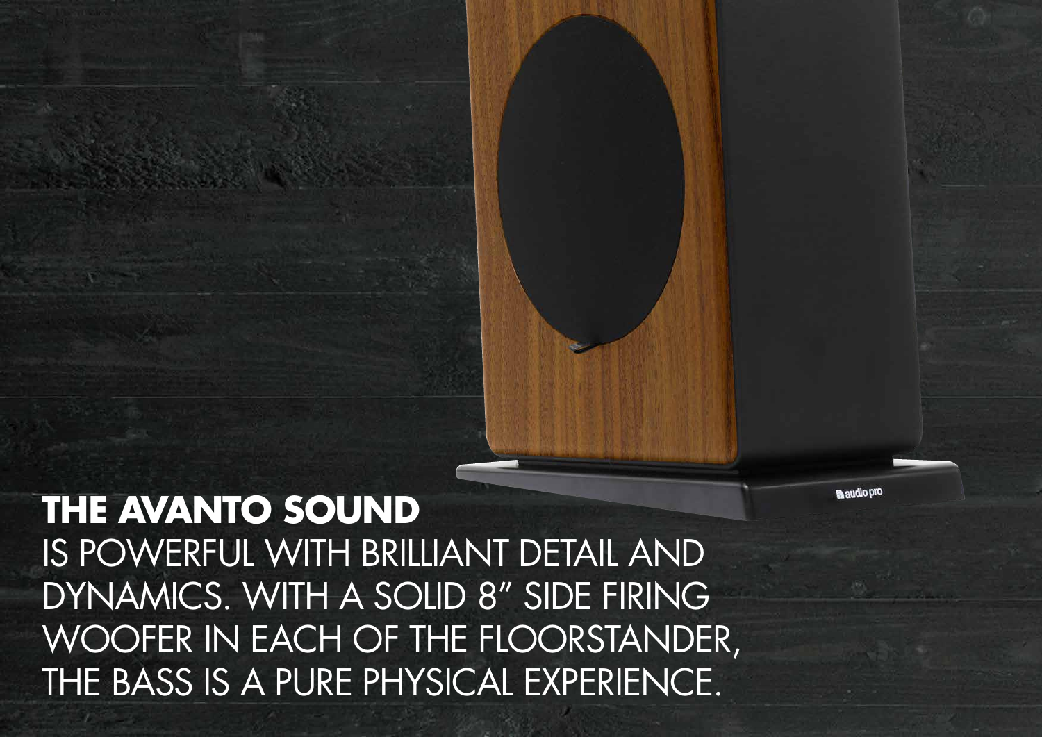## THE AVANTO SOUND

IS POWERFUL WITH BRILLIANT DETAIL AND DYNAMICS. WITH A SOLID 8" SIDE FIRING WOOFER IN EACH OF THE FLOORSTANDER, THE BASS IS A PURE PHYSICAL EXPERIENCE.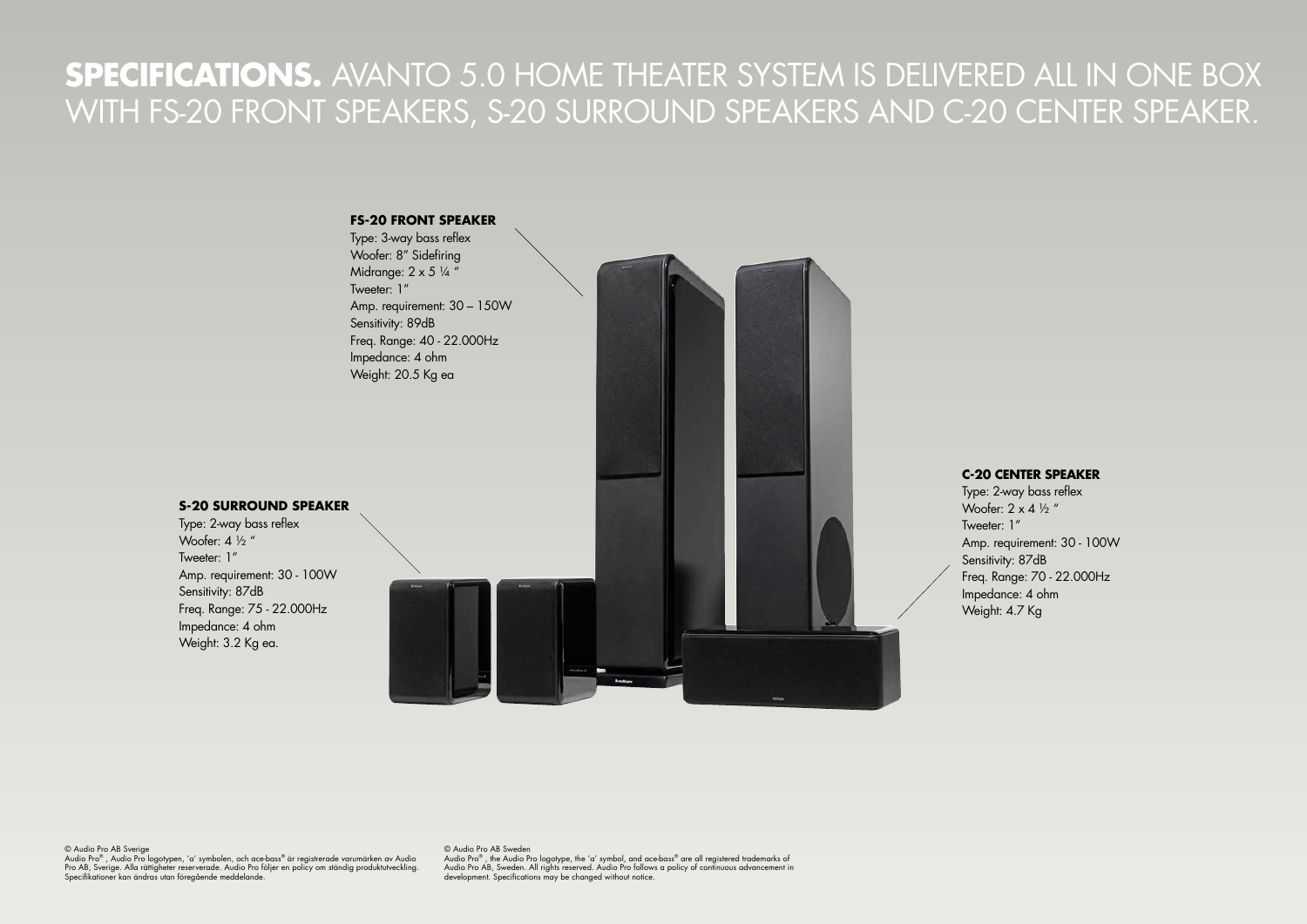# **SPECIFICATIONS.** AVANTO 5.0 HOME THEATER SYSTEM IS DELIVERED ALL IN ONE BOX WITH FS-20 FRONT SPEAKERS, S-20 SURROUND SPEAKERS AND C-20 CENTER SPEAKER.

**FS-20 FRONT SPEAKER**

Type: 3-way bass reflex
Woofer: 8" Sidefiring
Midrange: 2 x 5 ¼ "
Tweeter: 1"
Amp. requirement: 30 – 150W
Sensitivity: 89dB
Freq. Range: 40 - 22.000Hz
Impedance: 4 ohm
Weight: 20.5 Kg ea

**S-20 SURROUND SPEAKER**

Type: 2-way bass reflex
Woofer: 4 ½ "
Tweeter: 1"
Amp. requirement: 30 - 100W
Sensitivity: 87dB
Freq. Range: 75 - 22.000Hz
Impedance: 4 ohm
Weight: 3.2 Kg ea.

**C-20 CENTER SPEAKER**

Type: 2-way bass reflex
Woofer: 2 x 4 ½ "
Tweeter: 1"
Amp. requirement: 30 - 100W
Sensitivity: 87dB
Freq. Range: 70 - 22.000Hz
Impedance: 4 ohm
Weight: 4.7 Kg

© Audio Pro AB Sverige
Audio Pro®, Audio Pro logotypen, 'a' symbolen, och ace-bass® är registrerade varumärken av Audio Pro AB, Sverige. Alla rättigheter reserverade. Audio Pro följer en policy om ständig produktutveckling. Specifikationer kan ändras utan föregående meddelande.

© Audio Pro AB Sweden
Audio Pro®, the Audio Pro logotype, the 'a' symbol, and ace-bass® are all registered trademarks of Audio Pro AB, Sweden. All rights reserved. Audio Pro follows a policy of continuous advancement in development. Specifications may be changed without notice.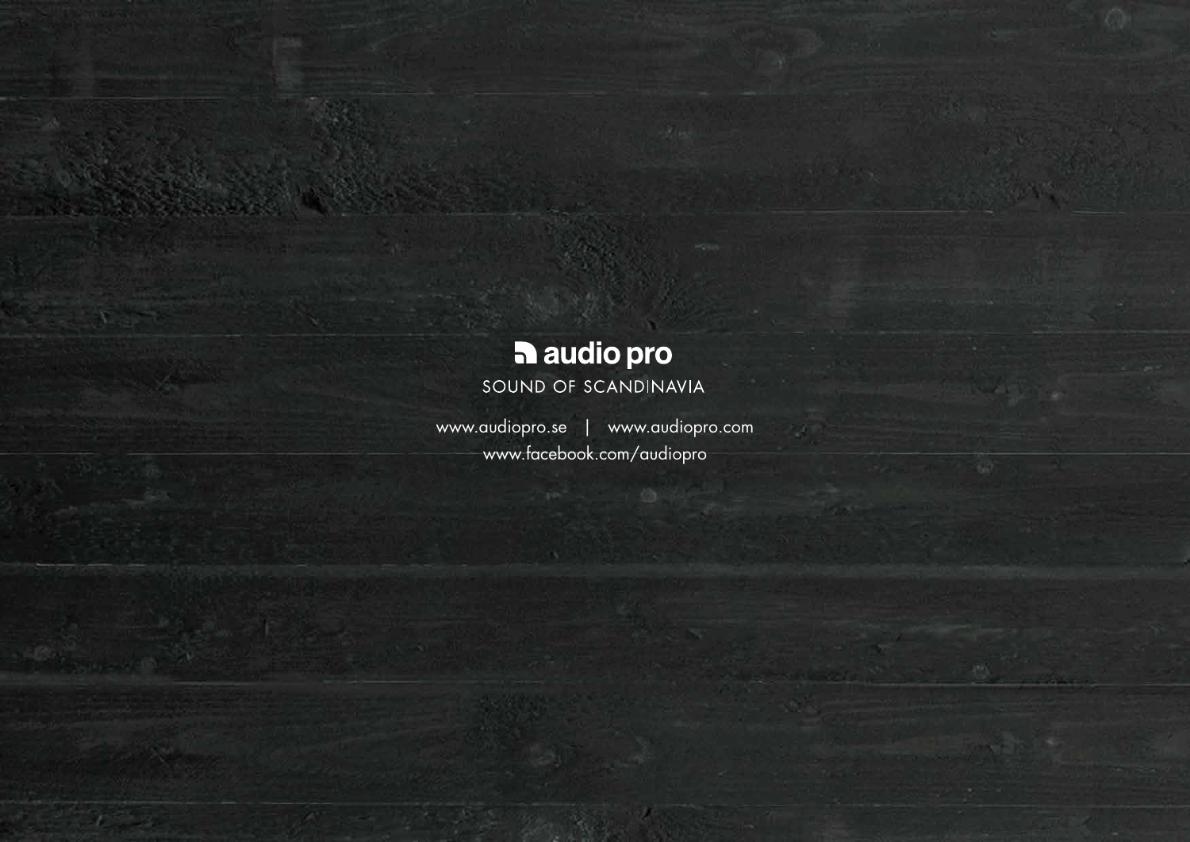audio pro

SOUND OF SCANDINAVIA

www.audiopro.se | www.audiopro.com

www.facebook.com/audiopro